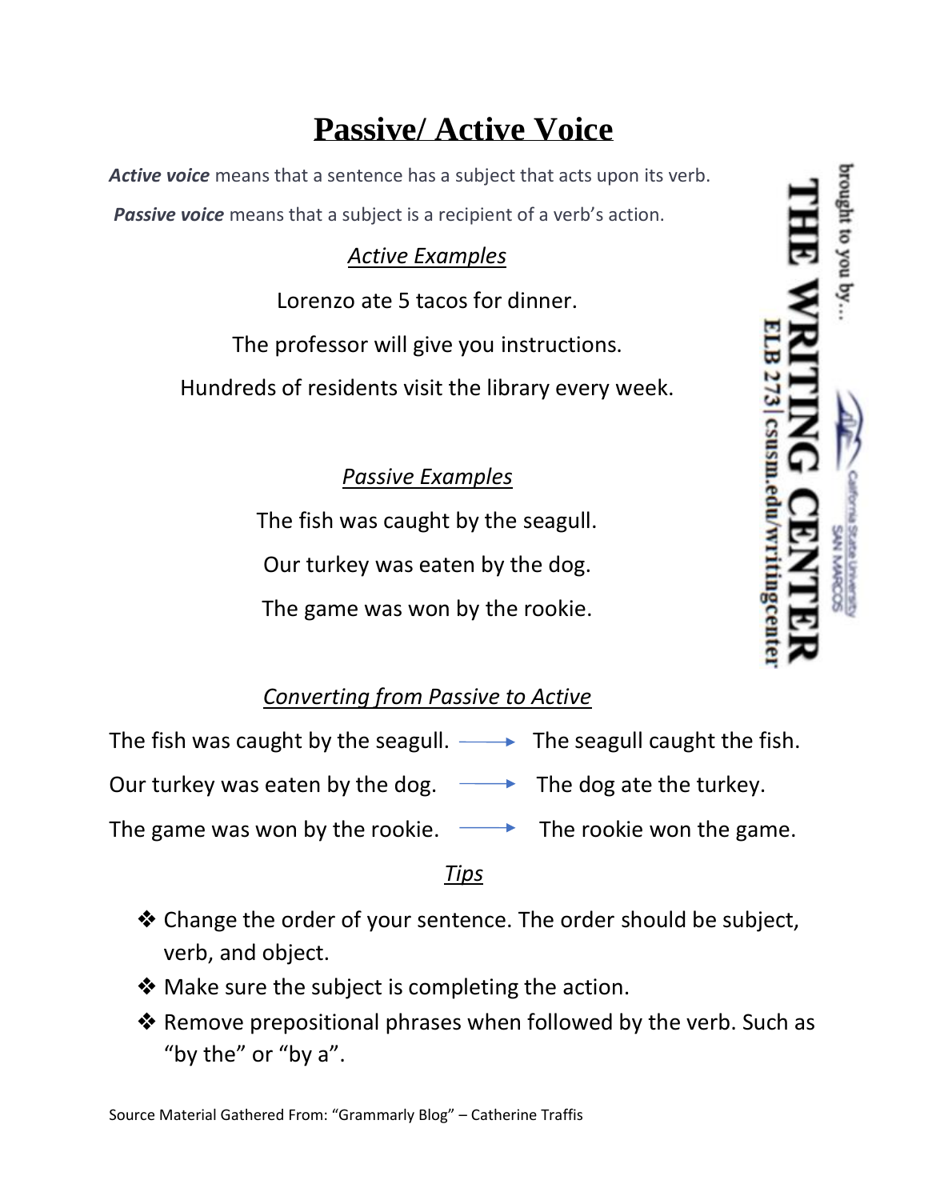# Passive/ Active Voice

***Active voice*** means that a sentence has a subject that acts upon its verb.

***Passive voice*** means that a subject is a recipient of a verb's action.

### *Active Examples*

Lorenzo ate 5 tacos for dinner.

The professor will give you instructions.

Hundreds of residents visit the library every week.

### *Passive Examples*

The fish was caught by the seagull.

Our turkey was eaten by the dog.

The game was won by the rookie.

### *Converting from Passive to Active*

The fish was caught by the seagull. → The seagull caught the fish.

Our turkey was eaten by the dog. → The dog ate the turkey.

The game was won by the rookie. → The rookie won the game.

### *Tips*

- Change the order of your sentence. The order should be subject, verb, and object.
- Make sure the subject is completing the action.
- Remove prepositional phrases when followed by the verb. Such as "by the" or "by a".

brought to you by… THE WRITING CENTER ELB 273| csusm.edu/writingcenter California State University SAN MARCOS

Source Material Gathered From: "Grammarly Blog" – Catherine Traffis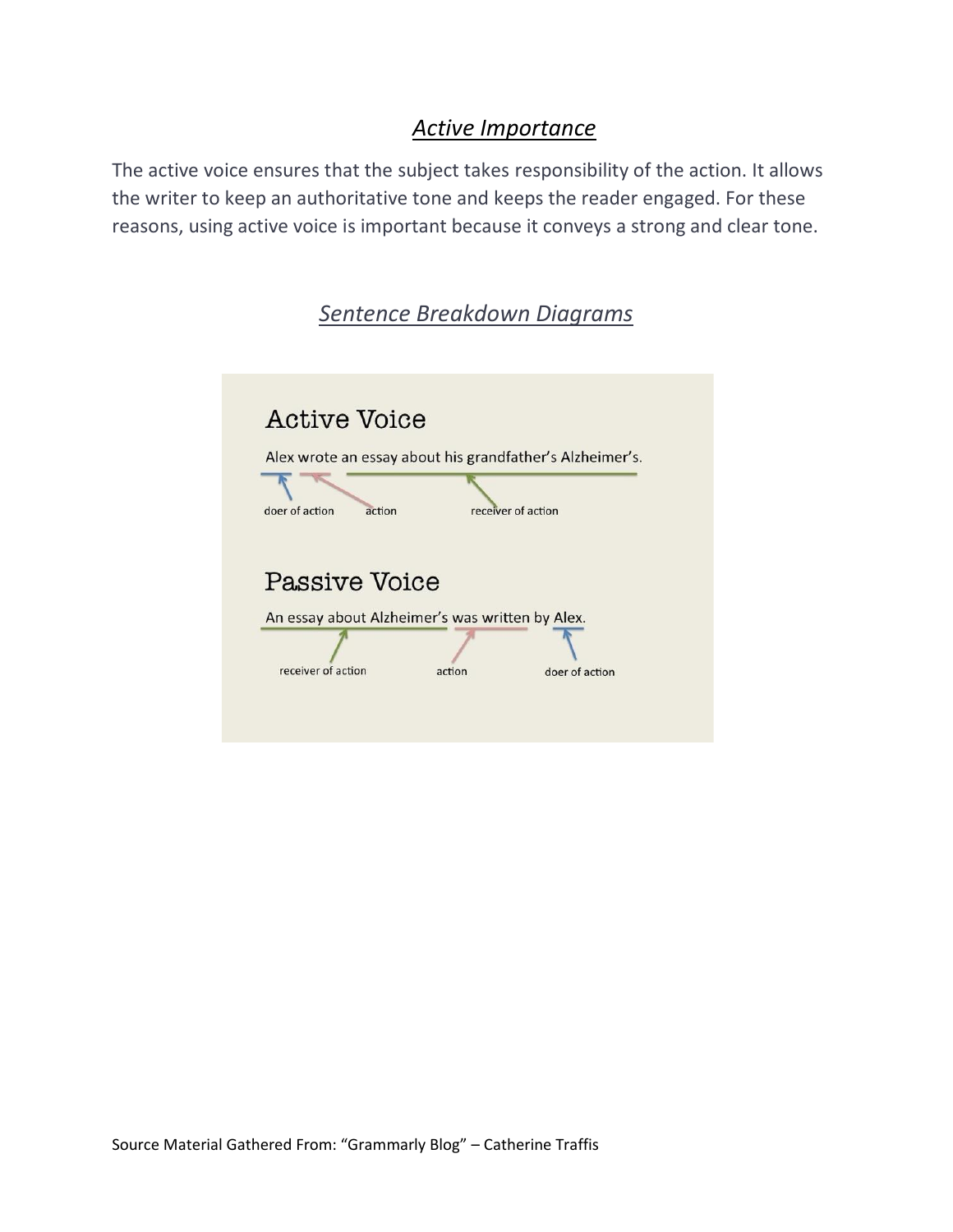## *Active Importance*

The active voice ensures that the subject takes responsibility of the action. It allows the writer to keep an authoritative tone and keeps the reader engaged. For these reasons, using active voice is important because it conveys a strong and clear tone.

## *Sentence Breakdown Diagrams*

Active Voice

Alex wrote an essay about his grandfather's Alzheimer's.

doer of action

action

receiver of action

Passive Voice

An essay about Alzheimer's was written by Alex.

receiver of action

action

doer of action

Source Material Gathered From: "Grammarly Blog" – Catherine Traffis